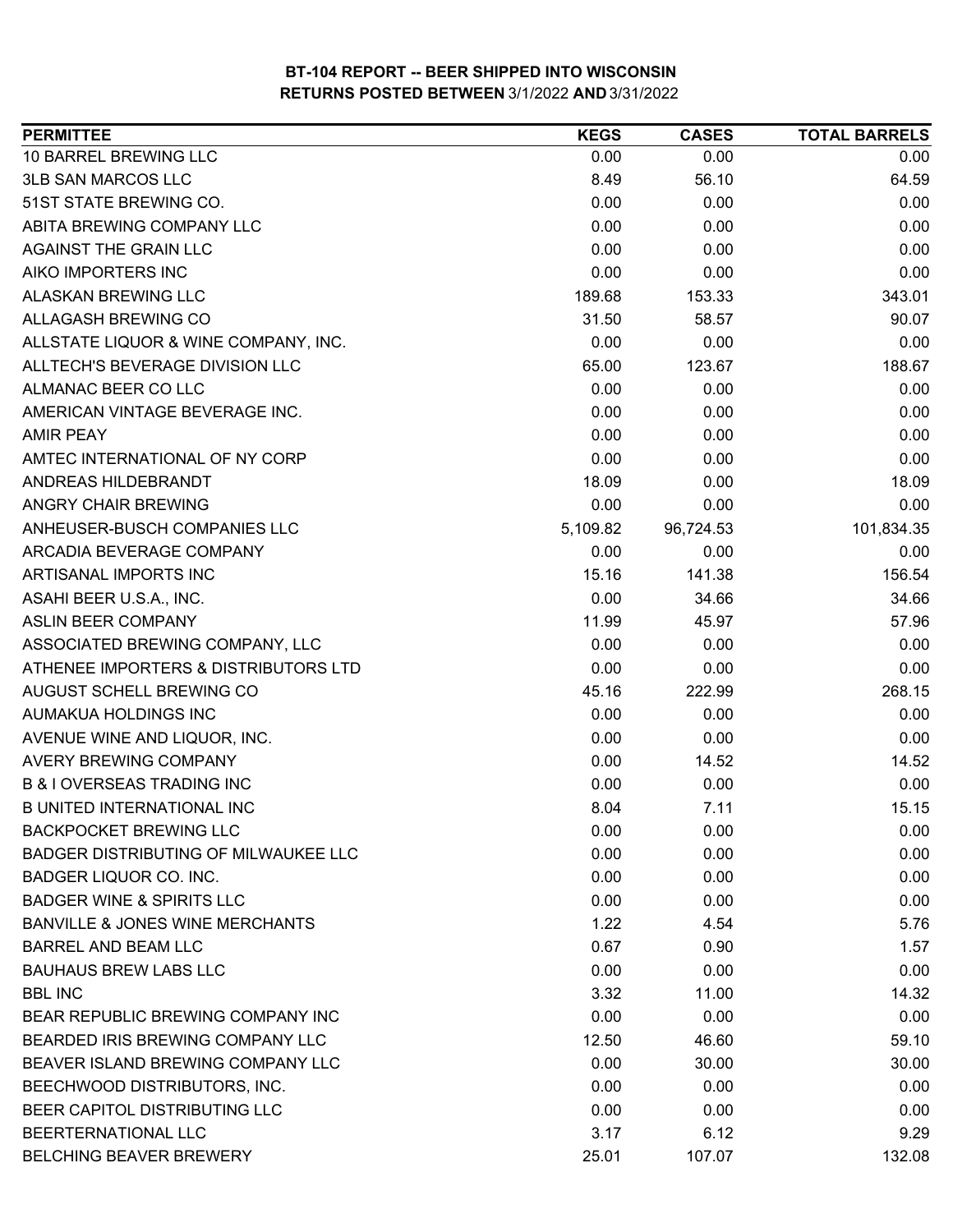**BT-104 REPORT -- BEER SHIPPED INTO WISCONSIN**
**RETURNS POSTED BETWEEN 3/1/2022 AND 3/31/2022**

| PERMITTEE | KEGS | CASES | TOTAL BARRELS |
|---|---|---|---|
| 10 BARREL BREWING LLC | 0.00 | 0.00 | 0.00 |
| 3LB SAN MARCOS LLC | 8.49 | 56.10 | 64.59 |
| 51ST STATE BREWING CO. | 0.00 | 0.00 | 0.00 |
| ABITA BREWING COMPANY LLC | 0.00 | 0.00 | 0.00 |
| AGAINST THE GRAIN LLC | 0.00 | 0.00 | 0.00 |
| AIKO IMPORTERS INC | 0.00 | 0.00 | 0.00 |
| ALASKAN BREWING LLC | 189.68 | 153.33 | 343.01 |
| ALLAGASH BREWING CO | 31.50 | 58.57 | 90.07 |
| ALLSTATE LIQUOR & WINE COMPANY, INC. | 0.00 | 0.00 | 0.00 |
| ALLTECH'S BEVERAGE DIVISION LLC | 65.00 | 123.67 | 188.67 |
| ALMANAC BEER CO LLC | 0.00 | 0.00 | 0.00 |
| AMERICAN VINTAGE BEVERAGE INC. | 0.00 | 0.00 | 0.00 |
| AMIR PEAY | 0.00 | 0.00 | 0.00 |
| AMTEC INTERNATIONAL OF NY CORP | 0.00 | 0.00 | 0.00 |
| ANDREAS HILDEBRANDT | 18.09 | 0.00 | 18.09 |
| ANGRY CHAIR BREWING | 0.00 | 0.00 | 0.00 |
| ANHEUSER-BUSCH COMPANIES LLC | 5,109.82 | 96,724.53 | 101,834.35 |
| ARCADIA BEVERAGE COMPANY | 0.00 | 0.00 | 0.00 |
| ARTISANAL IMPORTS INC | 15.16 | 141.38 | 156.54 |
| ASAHI BEER U.S.A., INC. | 0.00 | 34.66 | 34.66 |
| ASLIN BEER COMPANY | 11.99 | 45.97 | 57.96 |
| ASSOCIATED BREWING COMPANY, LLC | 0.00 | 0.00 | 0.00 |
| ATHENEE IMPORTERS & DISTRIBUTORS LTD | 0.00 | 0.00 | 0.00 |
| AUGUST SCHELL BREWING CO | 45.16 | 222.99 | 268.15 |
| AUMAKUA HOLDINGS INC | 0.00 | 0.00 | 0.00 |
| AVENUE WINE AND LIQUOR, INC. | 0.00 | 0.00 | 0.00 |
| AVERY BREWING COMPANY | 0.00 | 14.52 | 14.52 |
| B & I OVERSEAS TRADING INC | 0.00 | 0.00 | 0.00 |
| B UNITED INTERNATIONAL INC | 8.04 | 7.11 | 15.15 |
| BACKPOCKET BREWING LLC | 0.00 | 0.00 | 0.00 |
| BADGER DISTRIBUTING OF MILWAUKEE LLC | 0.00 | 0.00 | 0.00 |
| BADGER LIQUOR CO. INC. | 0.00 | 0.00 | 0.00 |
| BADGER WINE & SPIRITS LLC | 0.00 | 0.00 | 0.00 |
| BANVILLE & JONES WINE MERCHANTS | 1.22 | 4.54 | 5.76 |
| BARREL AND BEAM LLC | 0.67 | 0.90 | 1.57 |
| BAUHAUS BREW LABS LLC | 0.00 | 0.00 | 0.00 |
| BBL INC | 3.32 | 11.00 | 14.32 |
| BEAR REPUBLIC BREWING COMPANY INC | 0.00 | 0.00 | 0.00 |
| BEARDED IRIS BREWING COMPANY LLC | 12.50 | 46.60 | 59.10 |
| BEAVER ISLAND BREWING COMPANY LLC | 0.00 | 30.00 | 30.00 |
| BEECHWOOD DISTRIBUTORS, INC. | 0.00 | 0.00 | 0.00 |
| BEER CAPITOL DISTRIBUTING LLC | 0.00 | 0.00 | 0.00 |
| BEERTERNATIONAL LLC | 3.17 | 6.12 | 9.29 |
| BELCHING BEAVER BREWERY | 25.01 | 107.07 | 132.08 |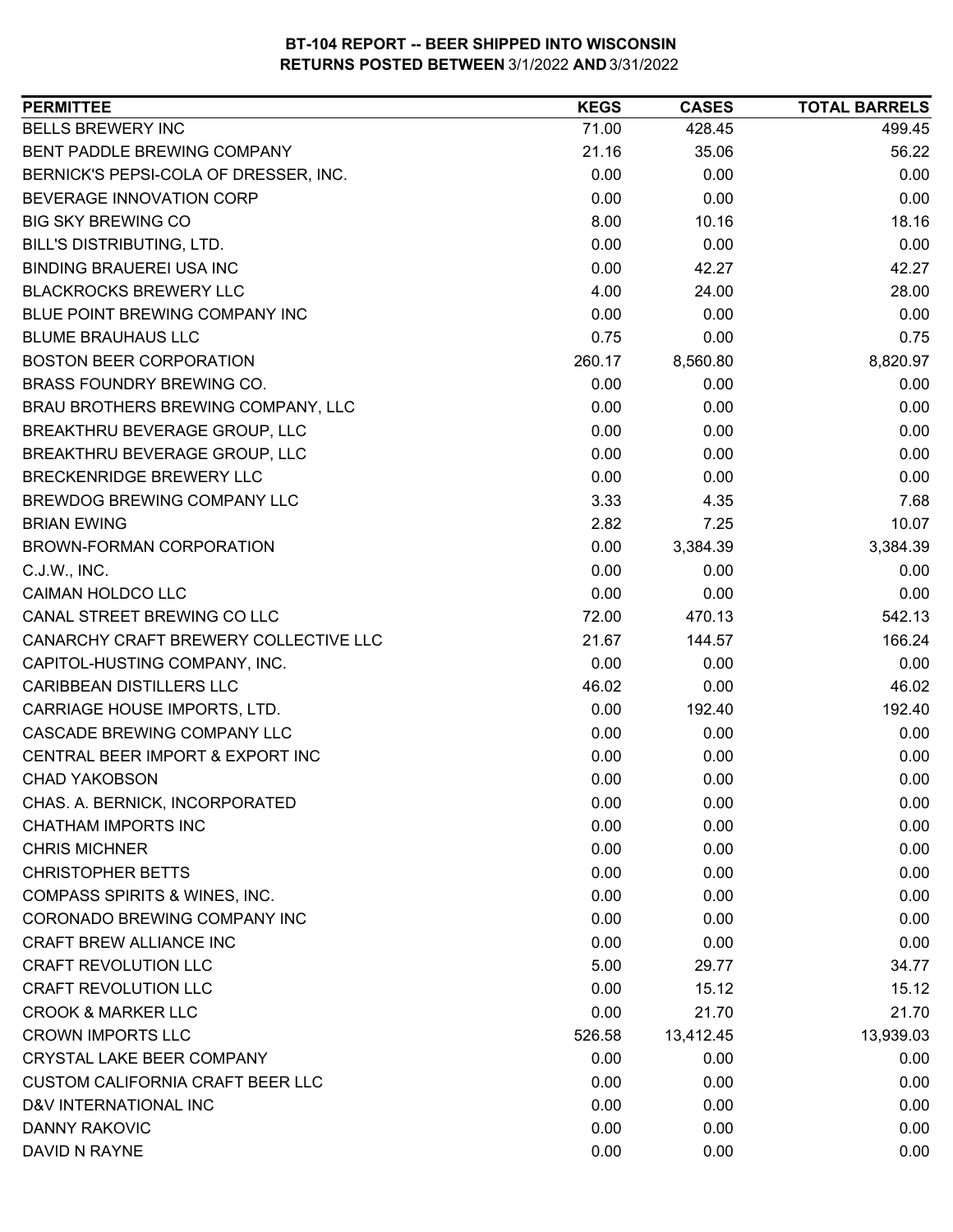**BT-104 REPORT -- BEER SHIPPED INTO WISCONSIN**
**RETURNS POSTED BETWEEN 3/1/2022 AND 3/31/2022**

| PERMITTEE | KEGS | CASES | TOTAL BARRELS |
|---|---|---|---|
| BELLS BREWERY INC | 71.00 | 428.45 | 499.45 |
| BENT PADDLE BREWING COMPANY | 21.16 | 35.06 | 56.22 |
| BERNICK'S PEPSI-COLA OF DRESSER, INC. | 0.00 | 0.00 | 0.00 |
| BEVERAGE INNOVATION CORP | 0.00 | 0.00 | 0.00 |
| BIG SKY BREWING CO | 8.00 | 10.16 | 18.16 |
| BILL'S DISTRIBUTING, LTD. | 0.00 | 0.00 | 0.00 |
| BINDING BRAUEREI USA INC | 0.00 | 42.27 | 42.27 |
| BLACKROCKS BREWERY LLC | 4.00 | 24.00 | 28.00 |
| BLUE POINT BREWING COMPANY INC | 0.00 | 0.00 | 0.00 |
| BLUME BRAUHAUS LLC | 0.75 | 0.00 | 0.75 |
| BOSTON BEER CORPORATION | 260.17 | 8,560.80 | 8,820.97 |
| BRASS FOUNDRY BREWING CO. | 0.00 | 0.00 | 0.00 |
| BRAU BROTHERS BREWING COMPANY, LLC | 0.00 | 0.00 | 0.00 |
| BREAKTHRU BEVERAGE GROUP, LLC | 0.00 | 0.00 | 0.00 |
| BREAKTHRU BEVERAGE GROUP, LLC | 0.00 | 0.00 | 0.00 |
| BRECKENRIDGE BREWERY LLC | 0.00 | 0.00 | 0.00 |
| BREWDOG BREWING COMPANY LLC | 3.33 | 4.35 | 7.68 |
| BRIAN EWING | 2.82 | 7.25 | 10.07 |
| BROWN-FORMAN CORPORATION | 0.00 | 3,384.39 | 3,384.39 |
| C.J.W., INC. | 0.00 | 0.00 | 0.00 |
| CAIMAN HOLDCO LLC | 0.00 | 0.00 | 0.00 |
| CANAL STREET BREWING CO LLC | 72.00 | 470.13 | 542.13 |
| CANARCHY CRAFT BREWERY COLLECTIVE LLC | 21.67 | 144.57 | 166.24 |
| CAPITOL-HUSTING COMPANY, INC. | 0.00 | 0.00 | 0.00 |
| CARIBBEAN DISTILLERS LLC | 46.02 | 0.00 | 46.02 |
| CARRIAGE HOUSE IMPORTS, LTD. | 0.00 | 192.40 | 192.40 |
| CASCADE BREWING COMPANY LLC | 0.00 | 0.00 | 0.00 |
| CENTRAL BEER IMPORT & EXPORT INC | 0.00 | 0.00 | 0.00 |
| CHAD YAKOBSON | 0.00 | 0.00 | 0.00 |
| CHAS. A. BERNICK, INCORPORATED | 0.00 | 0.00 | 0.00 |
| CHATHAM IMPORTS INC | 0.00 | 0.00 | 0.00 |
| CHRIS MICHNER | 0.00 | 0.00 | 0.00 |
| CHRISTOPHER BETTS | 0.00 | 0.00 | 0.00 |
| COMPASS SPIRITS & WINES, INC. | 0.00 | 0.00 | 0.00 |
| CORONADO BREWING COMPANY INC | 0.00 | 0.00 | 0.00 |
| CRAFT BREW ALLIANCE INC | 0.00 | 0.00 | 0.00 |
| CRAFT REVOLUTION LLC | 5.00 | 29.77 | 34.77 |
| CRAFT REVOLUTION LLC | 0.00 | 15.12 | 15.12 |
| CROOK & MARKER LLC | 0.00 | 21.70 | 21.70 |
| CROWN IMPORTS LLC | 526.58 | 13,412.45 | 13,939.03 |
| CRYSTAL LAKE BEER COMPANY | 0.00 | 0.00 | 0.00 |
| CUSTOM CALIFORNIA CRAFT BEER LLC | 0.00 | 0.00 | 0.00 |
| D&V INTERNATIONAL INC | 0.00 | 0.00 | 0.00 |
| DANNY RAKOVIC | 0.00 | 0.00 | 0.00 |
| DAVID N RAYNE | 0.00 | 0.00 | 0.00 |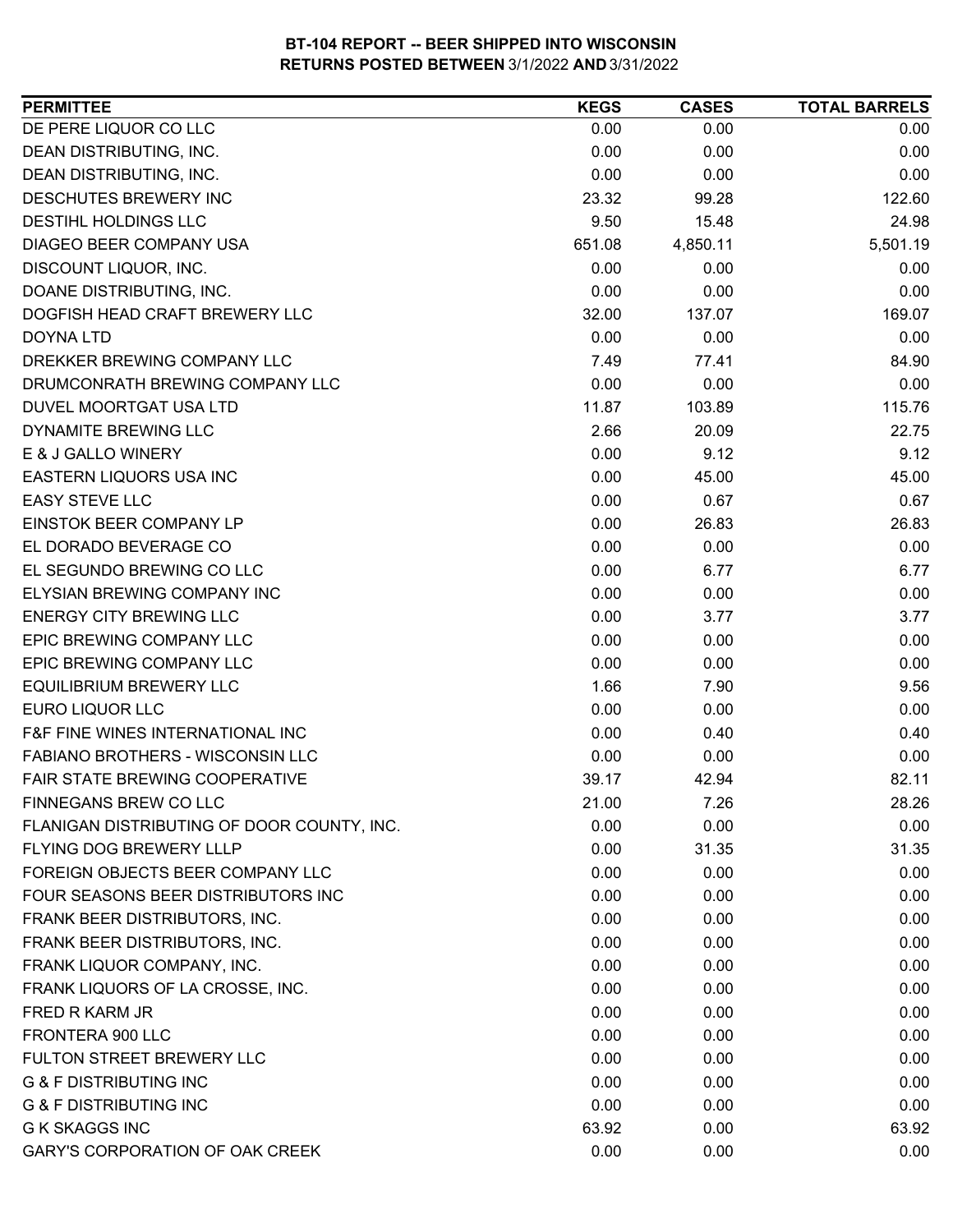**BT-104 REPORT -- BEER SHIPPED INTO WISCONSIN**
**RETURNS POSTED BETWEEN 3/1/2022 AND 3/31/2022**

| PERMITTEE | KEGS | CASES | TOTAL BARRELS |
|---|---|---|---|
| DE PERE LIQUOR CO LLC | 0.00 | 0.00 | 0.00 |
| DEAN DISTRIBUTING, INC. | 0.00 | 0.00 | 0.00 |
| DEAN DISTRIBUTING, INC. | 0.00 | 0.00 | 0.00 |
| DESCHUTES BREWERY INC | 23.32 | 99.28 | 122.60 |
| DESTIHL HOLDINGS LLC | 9.50 | 15.48 | 24.98 |
| DIAGEO BEER COMPANY USA | 651.08 | 4,850.11 | 5,501.19 |
| DISCOUNT LIQUOR, INC. | 0.00 | 0.00 | 0.00 |
| DOANE DISTRIBUTING, INC. | 0.00 | 0.00 | 0.00 |
| DOGFISH HEAD CRAFT BREWERY LLC | 32.00 | 137.07 | 169.07 |
| DOYNA LTD | 0.00 | 0.00 | 0.00 |
| DREKKER BREWING COMPANY LLC | 7.49 | 77.41 | 84.90 |
| DRUMCONRATH BREWING COMPANY LLC | 0.00 | 0.00 | 0.00 |
| DUVEL MOORTGAT USA LTD | 11.87 | 103.89 | 115.76 |
| DYNAMITE BREWING LLC | 2.66 | 20.09 | 22.75 |
| E & J GALLO WINERY | 0.00 | 9.12 | 9.12 |
| EASTERN LIQUORS USA INC | 0.00 | 45.00 | 45.00 |
| EASY STEVE LLC | 0.00 | 0.67 | 0.67 |
| EINSTOK BEER COMPANY LP | 0.00 | 26.83 | 26.83 |
| EL DORADO BEVERAGE CO | 0.00 | 0.00 | 0.00 |
| EL SEGUNDO BREWING CO LLC | 0.00 | 6.77 | 6.77 |
| ELYSIAN BREWING COMPANY INC | 0.00 | 0.00 | 0.00 |
| ENERGY CITY BREWING LLC | 0.00 | 3.77 | 3.77 |
| EPIC BREWING COMPANY LLC | 0.00 | 0.00 | 0.00 |
| EPIC BREWING COMPANY LLC | 0.00 | 0.00 | 0.00 |
| EQUILIBRIUM BREWERY LLC | 1.66 | 7.90 | 9.56 |
| EURO LIQUOR LLC | 0.00 | 0.00 | 0.00 |
| F&F FINE WINES INTERNATIONAL INC | 0.00 | 0.40 | 0.40 |
| FABIANO BROTHERS - WISCONSIN LLC | 0.00 | 0.00 | 0.00 |
| FAIR STATE BREWING COOPERATIVE | 39.17 | 42.94 | 82.11 |
| FINNEGANS BREW CO LLC | 21.00 | 7.26 | 28.26 |
| FLANIGAN DISTRIBUTING OF DOOR COUNTY, INC. | 0.00 | 0.00 | 0.00 |
| FLYING DOG BREWERY LLLP | 0.00 | 31.35 | 31.35 |
| FOREIGN OBJECTS BEER COMPANY LLC | 0.00 | 0.00 | 0.00 |
| FOUR SEASONS BEER DISTRIBUTORS INC | 0.00 | 0.00 | 0.00 |
| FRANK BEER DISTRIBUTORS, INC. | 0.00 | 0.00 | 0.00 |
| FRANK BEER DISTRIBUTORS, INC. | 0.00 | 0.00 | 0.00 |
| FRANK LIQUOR COMPANY, INC. | 0.00 | 0.00 | 0.00 |
| FRANK LIQUORS OF LA CROSSE, INC. | 0.00 | 0.00 | 0.00 |
| FRED R KARM JR | 0.00 | 0.00 | 0.00 |
| FRONTERA 900 LLC | 0.00 | 0.00 | 0.00 |
| FULTON STREET BREWERY LLC | 0.00 | 0.00 | 0.00 |
| G & F DISTRIBUTING INC | 0.00 | 0.00 | 0.00 |
| G & F DISTRIBUTING INC | 0.00 | 0.00 | 0.00 |
| G K SKAGGS INC | 63.92 | 0.00 | 63.92 |
| GARY'S CORPORATION OF OAK CREEK | 0.00 | 0.00 | 0.00 |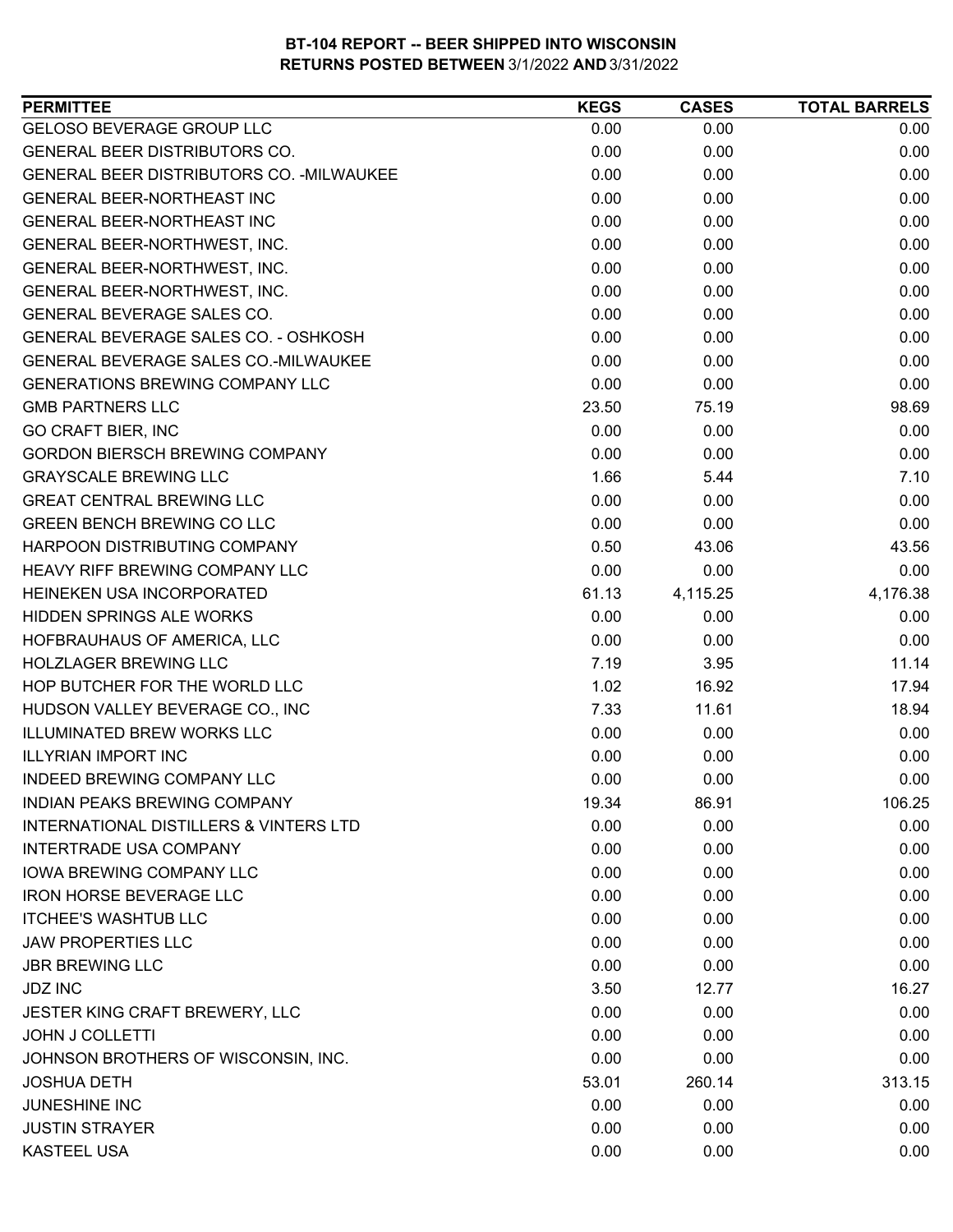**BT-104 REPORT -- BEER SHIPPED INTO WISCONSIN**
**RETURNS POSTED BETWEEN 3/1/2022 AND 3/31/2022**

| PERMITTEE | KEGS | CASES | TOTAL BARRELS |
|---|---|---|---|
| GELOSO BEVERAGE GROUP LLC | 0.00 | 0.00 | 0.00 |
| GENERAL BEER DISTRIBUTORS CO. | 0.00 | 0.00 | 0.00 |
| GENERAL BEER DISTRIBUTORS CO. -MILWAUKEE | 0.00 | 0.00 | 0.00 |
| GENERAL BEER-NORTHEAST INC | 0.00 | 0.00 | 0.00 |
| GENERAL BEER-NORTHEAST INC | 0.00 | 0.00 | 0.00 |
| GENERAL BEER-NORTHWEST, INC. | 0.00 | 0.00 | 0.00 |
| GENERAL BEER-NORTHWEST, INC. | 0.00 | 0.00 | 0.00 |
| GENERAL BEER-NORTHWEST, INC. | 0.00 | 0.00 | 0.00 |
| GENERAL BEVERAGE SALES CO. | 0.00 | 0.00 | 0.00 |
| GENERAL BEVERAGE SALES CO. - OSHKOSH | 0.00 | 0.00 | 0.00 |
| GENERAL BEVERAGE SALES CO.-MILWAUKEE | 0.00 | 0.00 | 0.00 |
| GENERATIONS BREWING COMPANY LLC | 0.00 | 0.00 | 0.00 |
| GMB PARTNERS LLC | 23.50 | 75.19 | 98.69 |
| GO CRAFT BIER, INC | 0.00 | 0.00 | 0.00 |
| GORDON BIERSCH BREWING COMPANY | 0.00 | 0.00 | 0.00 |
| GRAYSCALE BREWING LLC | 1.66 | 5.44 | 7.10 |
| GREAT CENTRAL BREWING LLC | 0.00 | 0.00 | 0.00 |
| GREEN BENCH BREWING CO LLC | 0.00 | 0.00 | 0.00 |
| HARPOON DISTRIBUTING COMPANY | 0.50 | 43.06 | 43.56 |
| HEAVY RIFF BREWING COMPANY LLC | 0.00 | 0.00 | 0.00 |
| HEINEKEN USA INCORPORATED | 61.13 | 4,115.25 | 4,176.38 |
| HIDDEN SPRINGS ALE WORKS | 0.00 | 0.00 | 0.00 |
| HOFBRAUHAUS OF AMERICA, LLC | 0.00 | 0.00 | 0.00 |
| HOLZLAGER BREWING LLC | 7.19 | 3.95 | 11.14 |
| HOP BUTCHER FOR THE WORLD LLC | 1.02 | 16.92 | 17.94 |
| HUDSON VALLEY BEVERAGE CO., INC | 7.33 | 11.61 | 18.94 |
| ILLUMINATED BREW WORKS LLC | 0.00 | 0.00 | 0.00 |
| ILLYRIAN IMPORT INC | 0.00 | 0.00 | 0.00 |
| INDEED BREWING COMPANY LLC | 0.00 | 0.00 | 0.00 |
| INDIAN PEAKS BREWING COMPANY | 19.34 | 86.91 | 106.25 |
| INTERNATIONAL DISTILLERS & VINTERS LTD | 0.00 | 0.00 | 0.00 |
| INTERTRADE USA COMPANY | 0.00 | 0.00 | 0.00 |
| IOWA BREWING COMPANY LLC | 0.00 | 0.00 | 0.00 |
| IRON HORSE BEVERAGE LLC | 0.00 | 0.00 | 0.00 |
| ITCHEE'S WASHTUB LLC | 0.00 | 0.00 | 0.00 |
| JAW PROPERTIES LLC | 0.00 | 0.00 | 0.00 |
| JBR BREWING LLC | 0.00 | 0.00 | 0.00 |
| JDZ INC | 3.50 | 12.77 | 16.27 |
| JESTER KING CRAFT BREWERY, LLC | 0.00 | 0.00 | 0.00 |
| JOHN J COLLETTI | 0.00 | 0.00 | 0.00 |
| JOHNSON BROTHERS OF WISCONSIN, INC. | 0.00 | 0.00 | 0.00 |
| JOSHUA DETH | 53.01 | 260.14 | 313.15 |
| JUNESHINE INC | 0.00 | 0.00 | 0.00 |
| JUSTIN STRAYER | 0.00 | 0.00 | 0.00 |
| KASTEEL USA | 0.00 | 0.00 | 0.00 |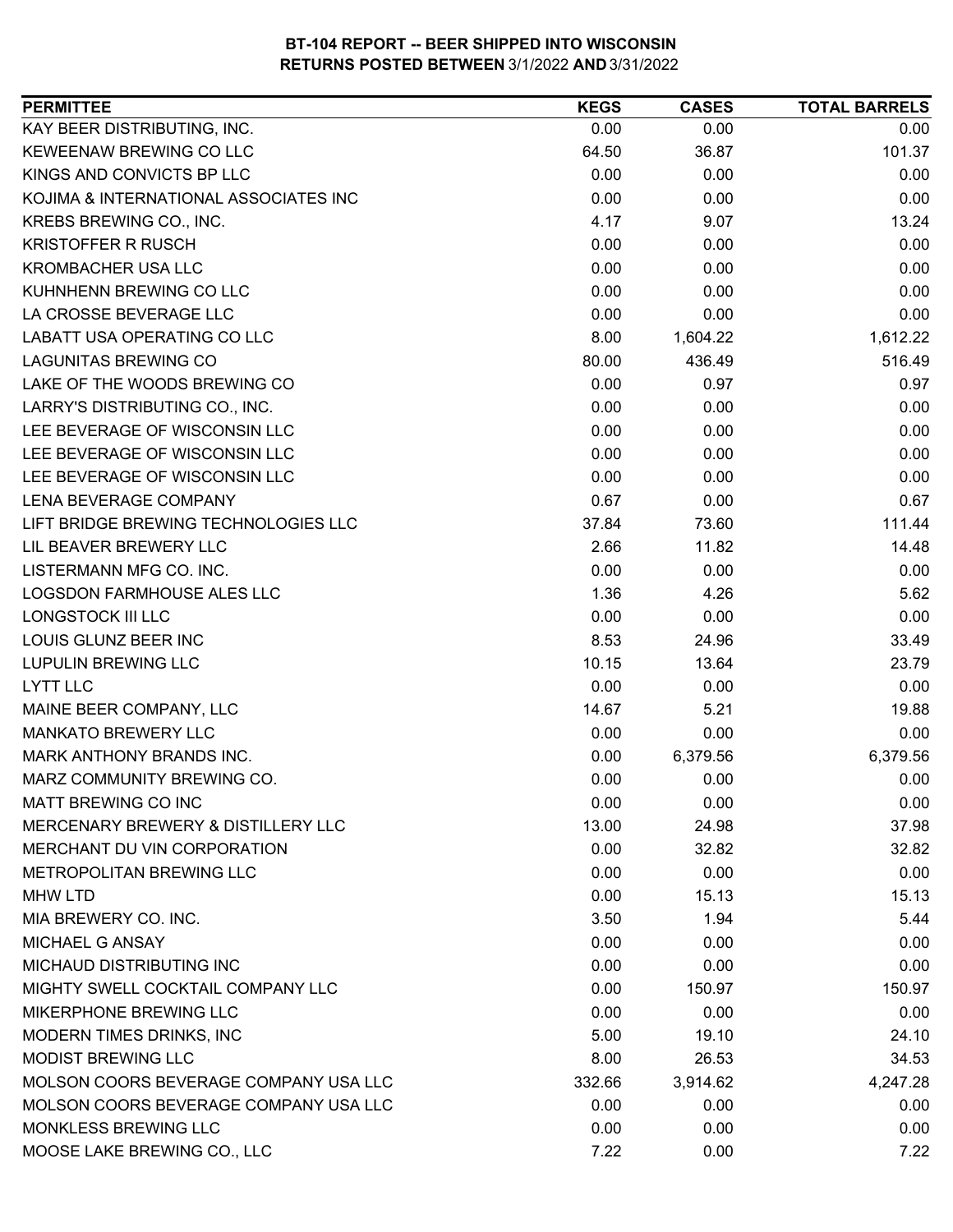**BT-104 REPORT -- BEER SHIPPED INTO WISCONSIN**
**RETURNS POSTED BETWEEN 3/1/2022 AND 3/31/2022**

| PERMITTEE | KEGS | CASES | TOTAL BARRELS |
|---|---|---|---|
| KAY BEER DISTRIBUTING, INC. | 0.00 | 0.00 | 0.00 |
| KEWEENAW BREWING CO LLC | 64.50 | 36.87 | 101.37 |
| KINGS AND CONVICTS BP LLC | 0.00 | 0.00 | 0.00 |
| KOJIMA & INTERNATIONAL ASSOCIATES INC | 0.00 | 0.00 | 0.00 |
| KREBS BREWING CO., INC. | 4.17 | 9.07 | 13.24 |
| KRISTOFFER R RUSCH | 0.00 | 0.00 | 0.00 |
| KROMBACHER USA LLC | 0.00 | 0.00 | 0.00 |
| KUHNHENN BREWING CO LLC | 0.00 | 0.00 | 0.00 |
| LA CROSSE BEVERAGE LLC | 0.00 | 0.00 | 0.00 |
| LABATT USA OPERATING CO LLC | 8.00 | 1,604.22 | 1,612.22 |
| LAGUNITAS BREWING CO | 80.00 | 436.49 | 516.49 |
| LAKE OF THE WOODS BREWING CO | 0.00 | 0.97 | 0.97 |
| LARRY'S DISTRIBUTING CO., INC. | 0.00 | 0.00 | 0.00 |
| LEE BEVERAGE OF WISCONSIN LLC | 0.00 | 0.00 | 0.00 |
| LEE BEVERAGE OF WISCONSIN LLC | 0.00 | 0.00 | 0.00 |
| LEE BEVERAGE OF WISCONSIN LLC | 0.00 | 0.00 | 0.00 |
| LENA BEVERAGE COMPANY | 0.67 | 0.00 | 0.67 |
| LIFT BRIDGE BREWING TECHNOLOGIES LLC | 37.84 | 73.60 | 111.44 |
| LIL BEAVER BREWERY LLC | 2.66 | 11.82 | 14.48 |
| LISTERMANN MFG CO. INC. | 0.00 | 0.00 | 0.00 |
| LOGSDON FARMHOUSE ALES LLC | 1.36 | 4.26 | 5.62 |
| LONGSTOCK III LLC | 0.00 | 0.00 | 0.00 |
| LOUIS GLUNZ BEER INC | 8.53 | 24.96 | 33.49 |
| LUPULIN BREWING LLC | 10.15 | 13.64 | 23.79 |
| LYTT LLC | 0.00 | 0.00 | 0.00 |
| MAINE BEER COMPANY, LLC | 14.67 | 5.21 | 19.88 |
| MANKATO BREWERY LLC | 0.00 | 0.00 | 0.00 |
| MARK ANTHONY BRANDS INC. | 0.00 | 6,379.56 | 6,379.56 |
| MARZ COMMUNITY BREWING CO. | 0.00 | 0.00 | 0.00 |
| MATT BREWING CO INC | 0.00 | 0.00 | 0.00 |
| MERCENARY BREWERY & DISTILLERY LLC | 13.00 | 24.98 | 37.98 |
| MERCHANT DU VIN CORPORATION | 0.00 | 32.82 | 32.82 |
| METROPOLITAN BREWING LLC | 0.00 | 0.00 | 0.00 |
| MHW LTD | 0.00 | 15.13 | 15.13 |
| MIA BREWERY CO. INC. | 3.50 | 1.94 | 5.44 |
| MICHAEL G ANSAY | 0.00 | 0.00 | 0.00 |
| MICHAUD DISTRIBUTING INC | 0.00 | 0.00 | 0.00 |
| MIGHTY SWELL COCKTAIL COMPANY LLC | 0.00 | 150.97 | 150.97 |
| MIKERPHONE BREWING LLC | 0.00 | 0.00 | 0.00 |
| MODERN TIMES DRINKS, INC | 5.00 | 19.10 | 24.10 |
| MODIST BREWING LLC | 8.00 | 26.53 | 34.53 |
| MOLSON COORS BEVERAGE COMPANY USA LLC | 332.66 | 3,914.62 | 4,247.28 |
| MOLSON COORS BEVERAGE COMPANY USA LLC | 0.00 | 0.00 | 0.00 |
| MONKLESS BREWING LLC | 0.00 | 0.00 | 0.00 |
| MOOSE LAKE BREWING CO., LLC | 7.22 | 0.00 | 7.22 |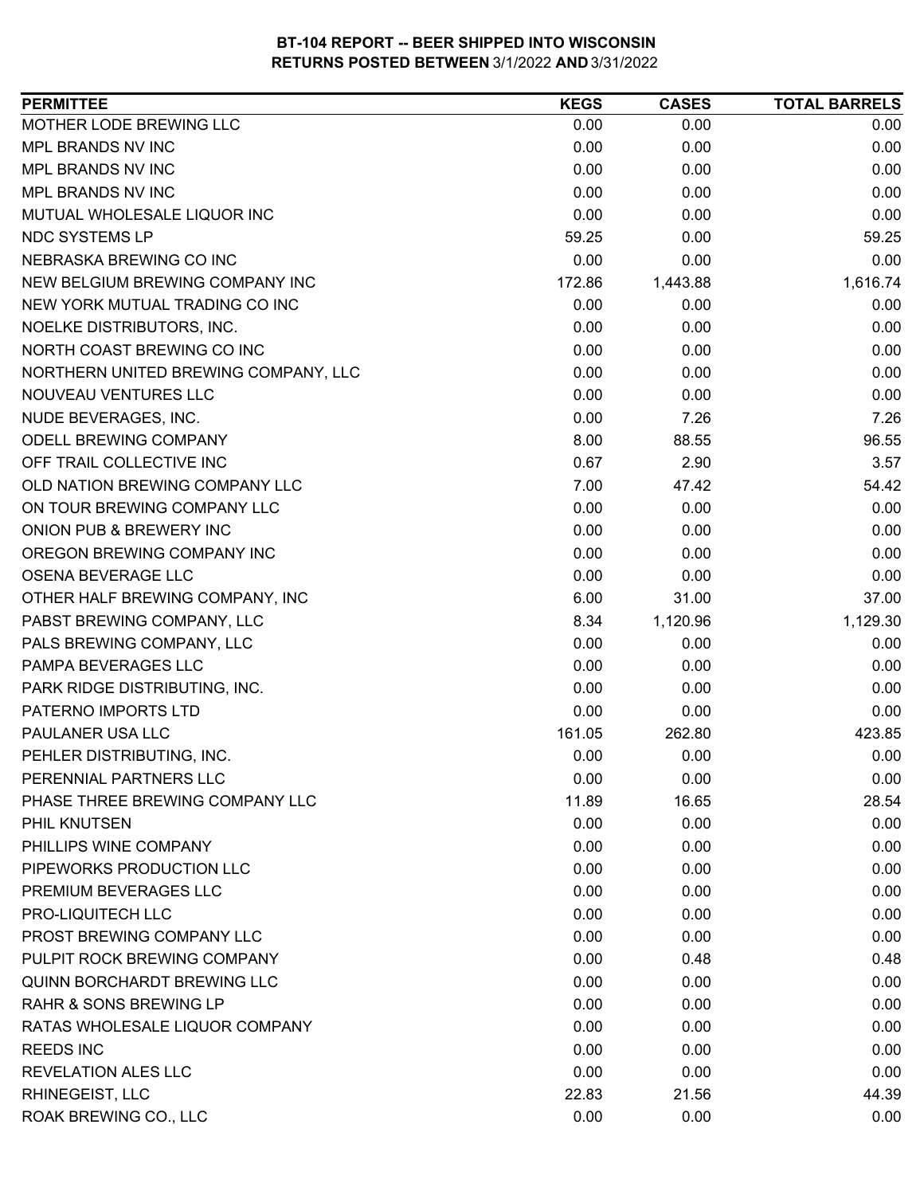**BT-104 REPORT -- BEER SHIPPED INTO WISCONSIN**
**RETURNS POSTED BETWEEN 3/1/2022 AND 3/31/2022**

| PERMITTEE | KEGS | CASES | TOTAL BARRELS |
|---|---|---|---|
| MOTHER LODE BREWING LLC | 0.00 | 0.00 | 0.00 |
| MPL BRANDS NV INC | 0.00 | 0.00 | 0.00 |
| MPL BRANDS NV INC | 0.00 | 0.00 | 0.00 |
| MPL BRANDS NV INC | 0.00 | 0.00 | 0.00 |
| MUTUAL WHOLESALE LIQUOR INC | 0.00 | 0.00 | 0.00 |
| NDC SYSTEMS LP | 59.25 | 0.00 | 59.25 |
| NEBRASKA BREWING CO INC | 0.00 | 0.00 | 0.00 |
| NEW BELGIUM BREWING COMPANY INC | 172.86 | 1,443.88 | 1,616.74 |
| NEW YORK MUTUAL TRADING CO INC | 0.00 | 0.00 | 0.00 |
| NOELKE DISTRIBUTORS, INC. | 0.00 | 0.00 | 0.00 |
| NORTH COAST BREWING CO INC | 0.00 | 0.00 | 0.00 |
| NORTHERN UNITED BREWING COMPANY, LLC | 0.00 | 0.00 | 0.00 |
| NOUVEAU VENTURES LLC | 0.00 | 0.00 | 0.00 |
| NUDE BEVERAGES, INC. | 0.00 | 7.26 | 7.26 |
| ODELL BREWING COMPANY | 8.00 | 88.55 | 96.55 |
| OFF TRAIL COLLECTIVE INC | 0.67 | 2.90 | 3.57 |
| OLD NATION BREWING COMPANY LLC | 7.00 | 47.42 | 54.42 |
| ON TOUR BREWING COMPANY LLC | 0.00 | 0.00 | 0.00 |
| ONION PUB & BREWERY INC | 0.00 | 0.00 | 0.00 |
| OREGON BREWING COMPANY INC | 0.00 | 0.00 | 0.00 |
| OSENA BEVERAGE LLC | 0.00 | 0.00 | 0.00 |
| OTHER HALF BREWING COMPANY, INC | 6.00 | 31.00 | 37.00 |
| PABST BREWING COMPANY, LLC | 8.34 | 1,120.96 | 1,129.30 |
| PALS BREWING COMPANY, LLC | 0.00 | 0.00 | 0.00 |
| PAMPA BEVERAGES LLC | 0.00 | 0.00 | 0.00 |
| PARK RIDGE DISTRIBUTING, INC. | 0.00 | 0.00 | 0.00 |
| PATERNO IMPORTS LTD | 0.00 | 0.00 | 0.00 |
| PAULANER USA LLC | 161.05 | 262.80 | 423.85 |
| PEHLER DISTRIBUTING, INC. | 0.00 | 0.00 | 0.00 |
| PERENNIAL PARTNERS LLC | 0.00 | 0.00 | 0.00 |
| PHASE THREE BREWING COMPANY LLC | 11.89 | 16.65 | 28.54 |
| PHIL KNUTSEN | 0.00 | 0.00 | 0.00 |
| PHILLIPS WINE COMPANY | 0.00 | 0.00 | 0.00 |
| PIPEWORKS PRODUCTION LLC | 0.00 | 0.00 | 0.00 |
| PREMIUM BEVERAGES LLC | 0.00 | 0.00 | 0.00 |
| PRO-LIQUITECH LLC | 0.00 | 0.00 | 0.00 |
| PROST BREWING COMPANY LLC | 0.00 | 0.00 | 0.00 |
| PULPIT ROCK BREWING COMPANY | 0.00 | 0.48 | 0.48 |
| QUINN BORCHARDT BREWING LLC | 0.00 | 0.00 | 0.00 |
| RAHR & SONS BREWING LP | 0.00 | 0.00 | 0.00 |
| RATAS WHOLESALE LIQUOR COMPANY | 0.00 | 0.00 | 0.00 |
| REEDS INC | 0.00 | 0.00 | 0.00 |
| REVELATION ALES LLC | 0.00 | 0.00 | 0.00 |
| RHINEGEIST, LLC | 22.83 | 21.56 | 44.39 |
| ROAK BREWING CO., LLC | 0.00 | 0.00 | 0.00 |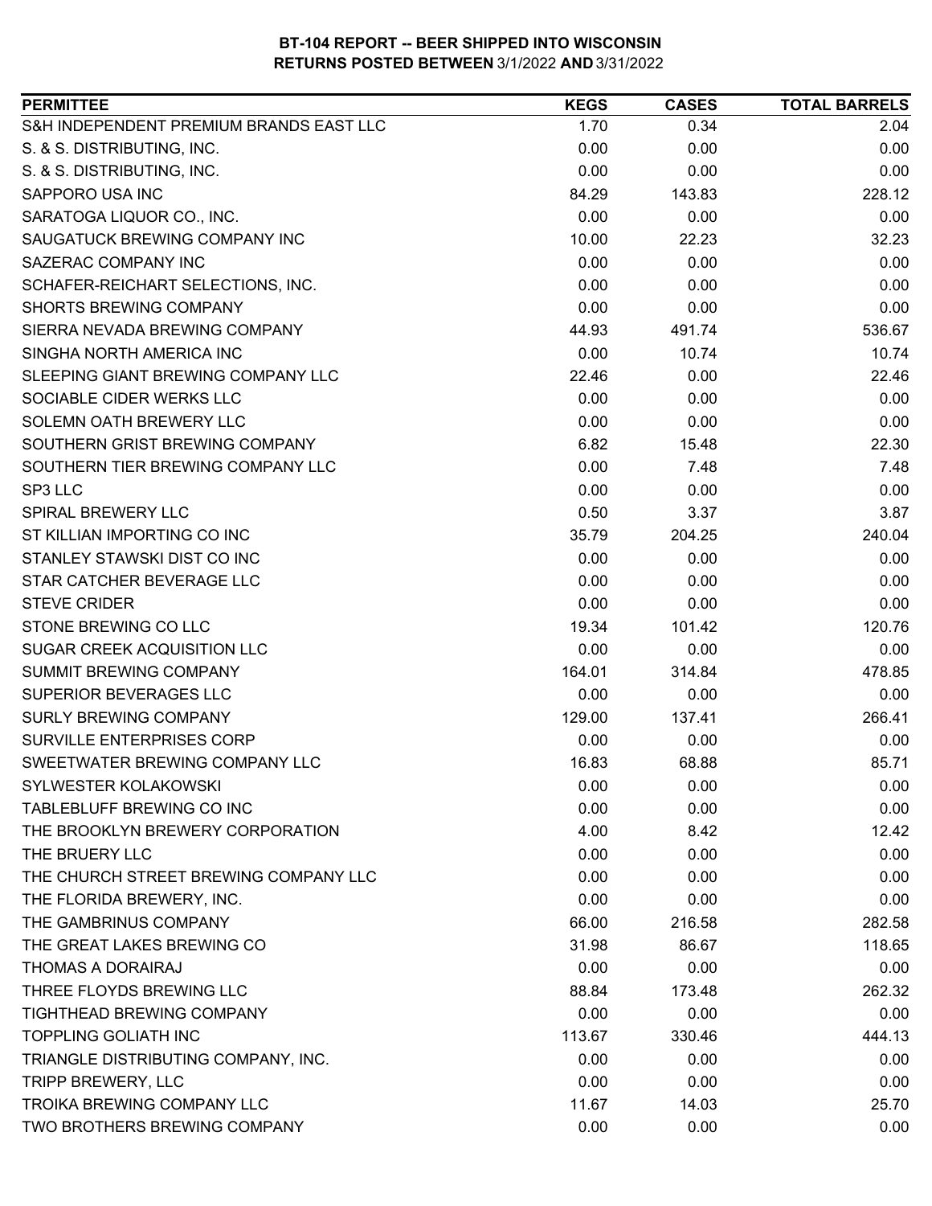**BT-104 REPORT -- BEER SHIPPED INTO WISCONSIN**
**RETURNS POSTED BETWEEN** 3/1/2022 **AND** 3/31/2022

| PERMITTEE | KEGS | CASES | TOTAL BARRELS |
|---|---|---|---|
| S&H INDEPENDENT PREMIUM BRANDS EAST LLC | 1.70 | 0.34 | 2.04 |
| S. & S. DISTRIBUTING, INC. | 0.00 | 0.00 | 0.00 |
| S. & S. DISTRIBUTING, INC. | 0.00 | 0.00 | 0.00 |
| SAPPORO USA INC | 84.29 | 143.83 | 228.12 |
| SARATOGA LIQUOR CO., INC. | 0.00 | 0.00 | 0.00 |
| SAUGATUCK BREWING COMPANY INC | 10.00 | 22.23 | 32.23 |
| SAZERAC COMPANY INC | 0.00 | 0.00 | 0.00 |
| SCHAFER-REICHART SELECTIONS, INC. | 0.00 | 0.00 | 0.00 |
| SHORTS BREWING COMPANY | 0.00 | 0.00 | 0.00 |
| SIERRA NEVADA BREWING COMPANY | 44.93 | 491.74 | 536.67 |
| SINGHA NORTH AMERICA INC | 0.00 | 10.74 | 10.74 |
| SLEEPING GIANT BREWING COMPANY LLC | 22.46 | 0.00 | 22.46 |
| SOCIABLE CIDER WERKS LLC | 0.00 | 0.00 | 0.00 |
| SOLEMN OATH BREWERY LLC | 0.00 | 0.00 | 0.00 |
| SOUTHERN GRIST BREWING COMPANY | 6.82 | 15.48 | 22.30 |
| SOUTHERN TIER BREWING COMPANY LLC | 0.00 | 7.48 | 7.48 |
| SP3 LLC | 0.00 | 0.00 | 0.00 |
| SPIRAL BREWERY LLC | 0.50 | 3.37 | 3.87 |
| ST KILLIAN IMPORTING CO INC | 35.79 | 204.25 | 240.04 |
| STANLEY STAWSKI DIST CO INC | 0.00 | 0.00 | 0.00 |
| STAR CATCHER BEVERAGE LLC | 0.00 | 0.00 | 0.00 |
| STEVE CRIDER | 0.00 | 0.00 | 0.00 |
| STONE BREWING CO LLC | 19.34 | 101.42 | 120.76 |
| SUGAR CREEK ACQUISITION LLC | 0.00 | 0.00 | 0.00 |
| SUMMIT BREWING COMPANY | 164.01 | 314.84 | 478.85 |
| SUPERIOR BEVERAGES LLC | 0.00 | 0.00 | 0.00 |
| SURLY BREWING COMPANY | 129.00 | 137.41 | 266.41 |
| SURVILLE ENTERPRISES CORP | 0.00 | 0.00 | 0.00 |
| SWEETWATER BREWING COMPANY LLC | 16.83 | 68.88 | 85.71 |
| SYLWESTER KOLAKOWSKI | 0.00 | 0.00 | 0.00 |
| TABLEBLUFF BREWING CO INC | 0.00 | 0.00 | 0.00 |
| THE BROOKLYN BREWERY CORPORATION | 4.00 | 8.42 | 12.42 |
| THE BRUERY LLC | 0.00 | 0.00 | 0.00 |
| THE CHURCH STREET BREWING COMPANY LLC | 0.00 | 0.00 | 0.00 |
| THE FLORIDA BREWERY, INC. | 0.00 | 0.00 | 0.00 |
| THE GAMBRINUS COMPANY | 66.00 | 216.58 | 282.58 |
| THE GREAT LAKES BREWING CO | 31.98 | 86.67 | 118.65 |
| THOMAS A DORAIRAJ | 0.00 | 0.00 | 0.00 |
| THREE FLOYDS BREWING LLC | 88.84 | 173.48 | 262.32 |
| TIGHTHEAD BREWING COMPANY | 0.00 | 0.00 | 0.00 |
| TOPPLING GOLIATH INC | 113.67 | 330.46 | 444.13 |
| TRIANGLE DISTRIBUTING COMPANY, INC. | 0.00 | 0.00 | 0.00 |
| TRIPP BREWERY, LLC | 0.00 | 0.00 | 0.00 |
| TROIKA BREWING COMPANY LLC | 11.67 | 14.03 | 25.70 |
| TWO BROTHERS BREWING COMPANY | 0.00 | 0.00 | 0.00 |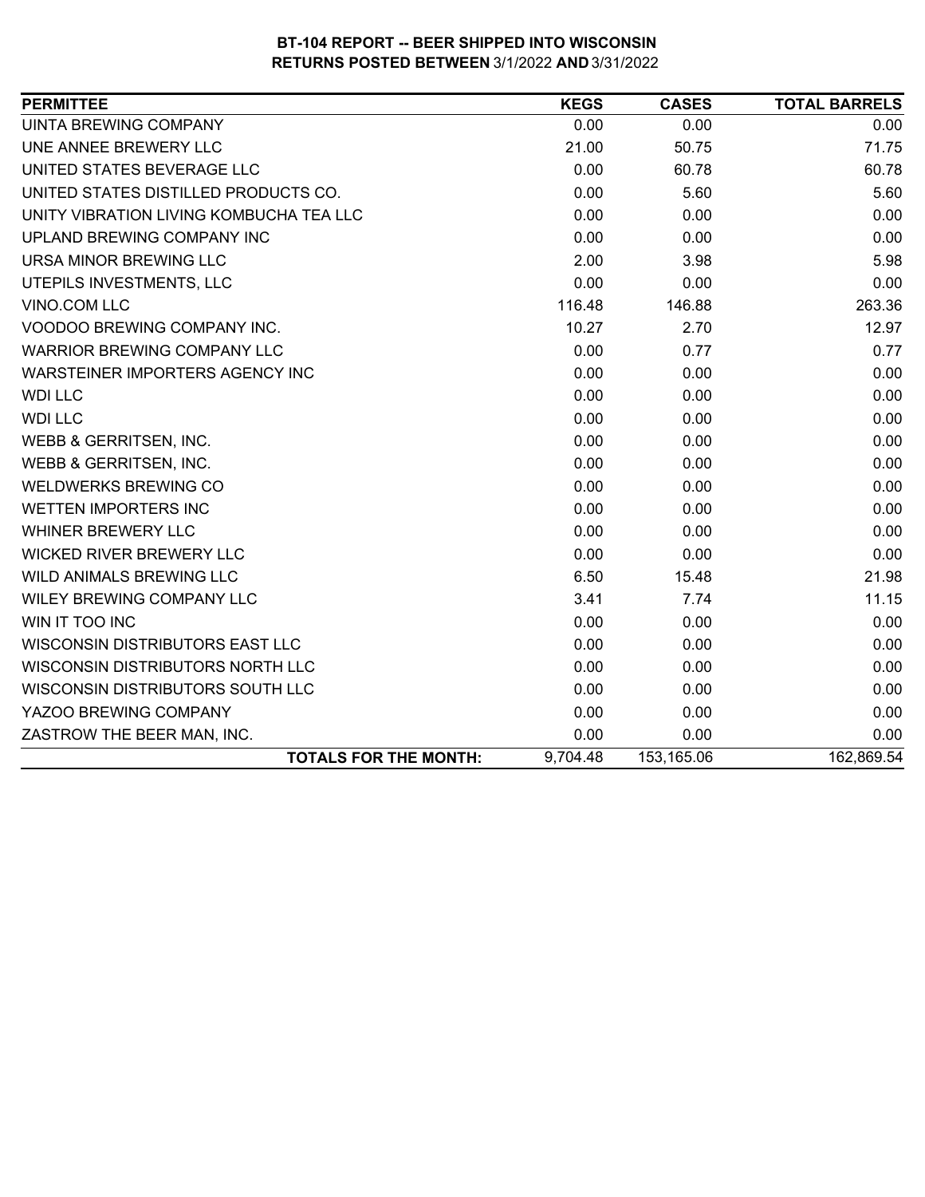**BT-104 REPORT -- BEER SHIPPED INTO WISCONSIN**
**RETURNS POSTED BETWEEN 3/1/2022 AND 3/31/2022**

| PERMITTEE | KEGS | CASES | TOTAL BARRELS |
|---|---|---|---|
| UINTA BREWING COMPANY | 0.00 | 0.00 | 0.00 |
| UNE ANNEE BREWERY LLC | 21.00 | 50.75 | 71.75 |
| UNITED STATES BEVERAGE LLC | 0.00 | 60.78 | 60.78 |
| UNITED STATES DISTILLED PRODUCTS CO. | 0.00 | 5.60 | 5.60 |
| UNITY VIBRATION LIVING KOMBUCHA TEA LLC | 0.00 | 0.00 | 0.00 |
| UPLAND BREWING COMPANY INC | 0.00 | 0.00 | 0.00 |
| URSA MINOR BREWING LLC | 2.00 | 3.98 | 5.98 |
| UTEPILS INVESTMENTS, LLC | 0.00 | 0.00 | 0.00 |
| VINO.COM LLC | 116.48 | 146.88 | 263.36 |
| VOODOO BREWING COMPANY INC. | 10.27 | 2.70 | 12.97 |
| WARRIOR BREWING COMPANY LLC | 0.00 | 0.77 | 0.77 |
| WARSTEINER IMPORTERS AGENCY INC | 0.00 | 0.00 | 0.00 |
| WDI LLC | 0.00 | 0.00 | 0.00 |
| WDI LLC | 0.00 | 0.00 | 0.00 |
| WEBB & GERRITSEN, INC. | 0.00 | 0.00 | 0.00 |
| WEBB & GERRITSEN, INC. | 0.00 | 0.00 | 0.00 |
| WELDWERKS BREWING CO | 0.00 | 0.00 | 0.00 |
| WETTEN IMPORTERS INC | 0.00 | 0.00 | 0.00 |
| WHINER BREWERY LLC | 0.00 | 0.00 | 0.00 |
| WICKED RIVER BREWERY LLC | 0.00 | 0.00 | 0.00 |
| WILD ANIMALS BREWING LLC | 6.50 | 15.48 | 21.98 |
| WILEY BREWING COMPANY LLC | 3.41 | 7.74 | 11.15 |
| WIN IT TOO INC | 0.00 | 0.00 | 0.00 |
| WISCONSIN DISTRIBUTORS EAST LLC | 0.00 | 0.00 | 0.00 |
| WISCONSIN DISTRIBUTORS NORTH LLC | 0.00 | 0.00 | 0.00 |
| WISCONSIN DISTRIBUTORS SOUTH LLC | 0.00 | 0.00 | 0.00 |
| YAZOO BREWING COMPANY | 0.00 | 0.00 | 0.00 |
| ZASTROW THE BEER MAN, INC. | 0.00 | 0.00 | 0.00 |
| **TOTALS FOR THE MONTH:** | 9,704.48 | 153,165.06 | 162,869.54 |